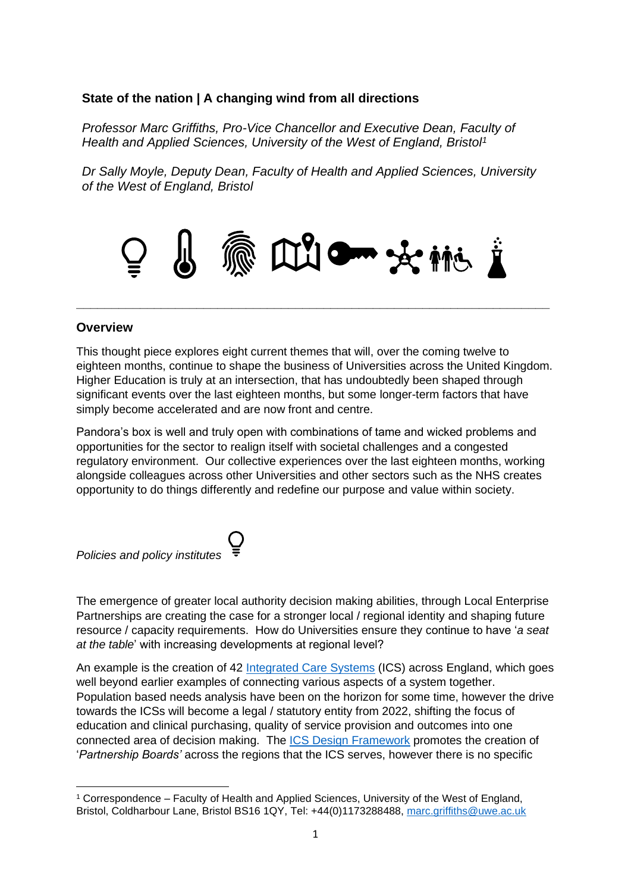## State of the nation | A changing wind from all directions

*Professor Marc Griffiths, Pro-Vice Chancellor and Executive Dean, Faculty of Health and Applied Sciences, University of the West of England, Bristol[1]*

*Dr Sally Moyle, Deputy Dean, Faculty of Health and Applied Sciences, University of the West of England, Bristol*

---

### Overview

This thought piece explores eight current themes that will, over the coming twelve to eighteen months, continue to shape the business of Universities across the United Kingdom. Higher Education is truly at an intersection, that has undoubtedly been shaped through significant events over the last eighteen months, but some longer-term factors that have simply become accelerated and are now front and centre.

Pandora's box is well and truly open with combinations of tame and wicked problems and opportunities for the sector to realign itself with societal challenges and a congested regulatory environment. Our collective experiences over the last eighteen months, working alongside colleagues across other Universities and other sectors such as the NHS creates opportunity to do things differently and redefine our purpose and value within society.

*Policies and policy institutes*

The emergence of greater local authority decision making abilities, through Local Enterprise Partnerships are creating the case for a stronger local / regional identity and shaping future resource / capacity requirements. How do Universities ensure they continue to have '*a seat at the table*' with increasing developments at regional level?

An example is the creation of 42 Integrated Care Systems (ICS) across England, which goes well beyond earlier examples of connecting various aspects of a system together. Population based needs analysis have been on the horizon for some time, however the drive towards the ICSs will become a legal / statutory entity from 2022, shifting the focus of education and clinical purchasing, quality of service provision and outcomes into one connected area of decision making. The ICS Design Framework promotes the creation of '*Partnership Boards'* across the regions that the ICS serves, however there is no specific

---

[1] Correspondence – Faculty of Health and Applied Sciences, University of the West of England, Bristol, Coldharbour Lane, Bristol BS16 1QY, Tel: +44(0)1173288488, marc.griffiths@uwe.ac.uk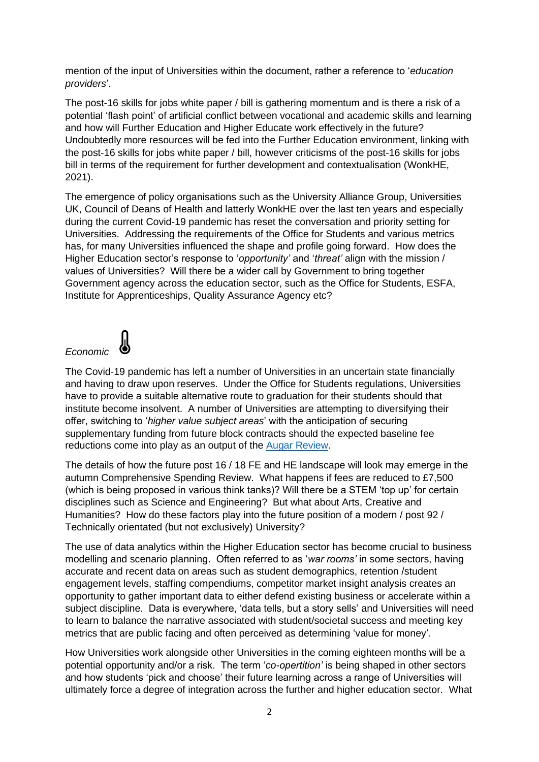mention of the input of Universities within the document, rather a reference to '*education providers*'.

The post-16 skills for jobs white paper / bill is gathering momentum and is there a risk of a potential 'flash point' of artificial conflict between vocational and academic skills and learning and how will Further Education and Higher Educate work effectively in the future? Undoubtedly more resources will be fed into the Further Education environment, linking with the post-16 skills for jobs white paper / bill, however criticisms of the post-16 skills for jobs bill in terms of the requirement for further development and contextualisation (WonkHE, 2021).

The emergence of policy organisations such as the University Alliance Group, Universities UK, Council of Deans of Health and latterly WonkHE over the last ten years and especially during the current Covid-19 pandemic has reset the conversation and priority setting for Universities. Addressing the requirements of the Office for Students and various metrics has, for many Universities influenced the shape and profile going forward. How does the Higher Education sector's response to '*opportunity'* and '*threat'* align with the mission / values of Universities? Will there be a wider call by Government to bring together Government agency across the education sector, such as the Office for Students, ESFA, Institute for Apprenticeships, Quality Assurance Agency etc?

### *Economic*

The Covid-19 pandemic has left a number of Universities in an uncertain state financially and having to draw upon reserves. Under the Office for Students regulations, Universities have to provide a suitable alternative route to graduation for their students should that institute become insolvent. A number of Universities are attempting to diversifying their offer, switching to '*higher value subject areas*' with the anticipation of securing supplementary funding from future block contracts should the expected baseline fee reductions come into play as an output of the Augar Review.

The details of how the future post 16 / 18 FE and HE landscape will look may emerge in the autumn Comprehensive Spending Review. What happens if fees are reduced to £7,500 (which is being proposed in various think tanks)? Will there be a STEM 'top up' for certain disciplines such as Science and Engineering? But what about Arts, Creative and Humanities? How do these factors play into the future position of a modern / post 92 / Technically orientated (but not exclusively) University?

The use of data analytics within the Higher Education sector has become crucial to business modelling and scenario planning. Often referred to as '*war rooms'* in some sectors, having accurate and recent data on areas such as student demographics, retention /student engagement levels, staffing compendiums, competitor market insight analysis creates an opportunity to gather important data to either defend existing business or accelerate within a subject discipline. Data is everywhere, 'data tells, but a story sells' and Universities will need to learn to balance the narrative associated with student/societal success and meeting key metrics that are public facing and often perceived as determining 'value for money'.

How Universities work alongside other Universities in the coming eighteen months will be a potential opportunity and/or a risk. The term '*co-opertition'* is being shaped in other sectors and how students 'pick and choose' their future learning across a range of Universities will ultimately force a degree of integration across the further and higher education sector. What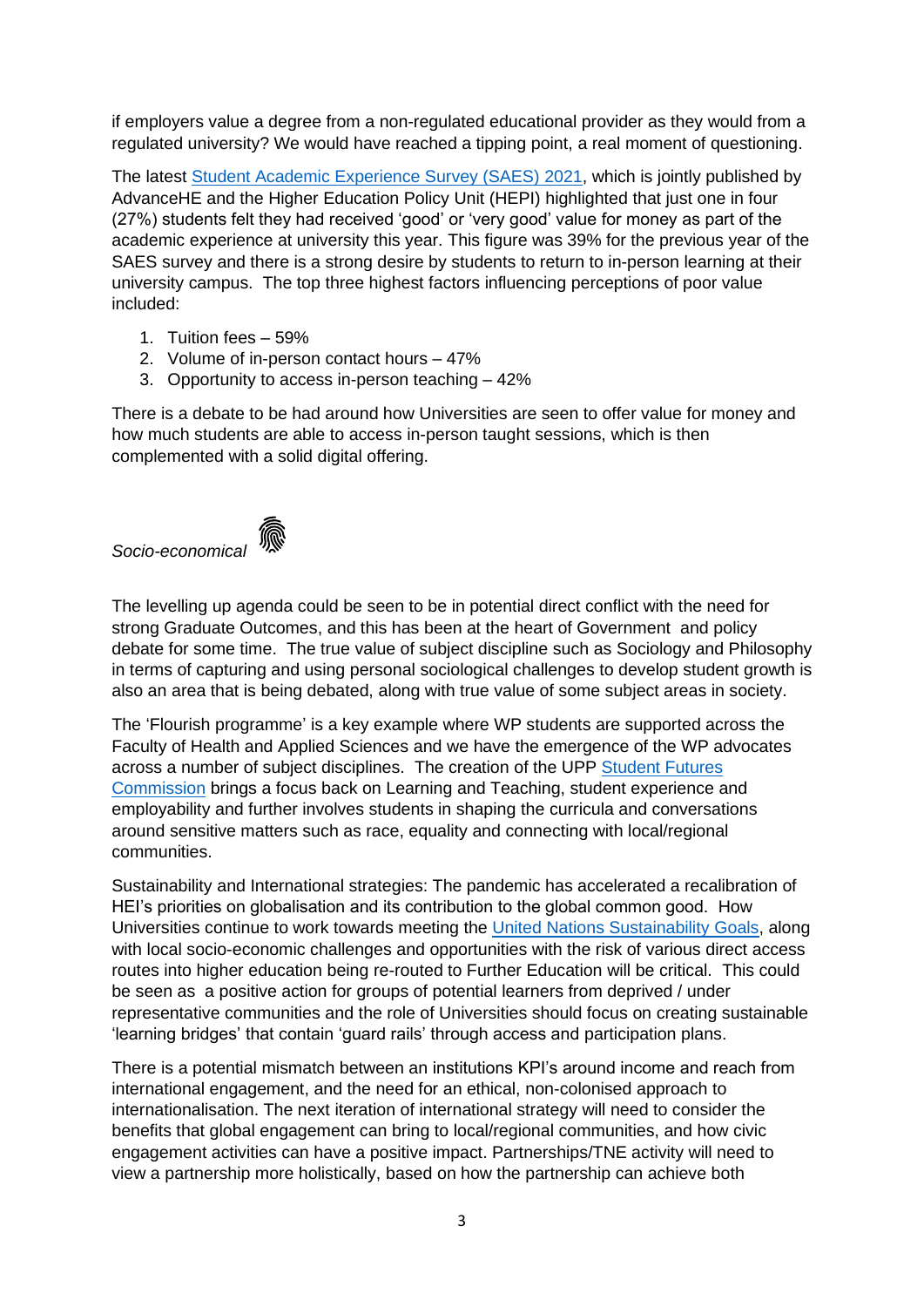if employers value a degree from a non-regulated educational provider as they would from a regulated university? We would have reached a tipping point, a real moment of questioning.

The latest Student Academic Experience Survey (SAES) 2021, which is jointly published by AdvanceHE and the Higher Education Policy Unit (HEPI) highlighted that just one in four (27%) students felt they had received 'good' or 'very good' value for money as part of the academic experience at university this year. This figure was 39% for the previous year of the SAES survey and there is a strong desire by students to return to in-person learning at their university campus. The top three highest factors influencing perceptions of poor value included:

1. Tuition fees – 59%
2. Volume of in-person contact hours – 47%
3. Opportunity to access in-person teaching – 42%

There is a debate to be had around how Universities are seen to offer value for money and how much students are able to access in-person taught sessions, which is then complemented with a solid digital offering.

*Socio-economical*

The levelling up agenda could be seen to be in potential direct conflict with the need for strong Graduate Outcomes, and this has been at the heart of Government and policy debate for some time. The true value of subject discipline such as Sociology and Philosophy in terms of capturing and using personal sociological challenges to develop student growth is also an area that is being debated, along with true value of some subject areas in society.

The 'Flourish programme' is a key example where WP students are supported across the Faculty of Health and Applied Sciences and we have the emergence of the WP advocates across a number of subject disciplines. The creation of the UPP Student Futures Commission brings a focus back on Learning and Teaching, student experience and employability and further involves students in shaping the curricula and conversations around sensitive matters such as race, equality and connecting with local/regional communities.

Sustainability and International strategies: The pandemic has accelerated a recalibration of HEI's priorities on globalisation and its contribution to the global common good. How Universities continue to work towards meeting the United Nations Sustainability Goals, along with local socio-economic challenges and opportunities with the risk of various direct access routes into higher education being re-routed to Further Education will be critical. This could be seen as a positive action for groups of potential learners from deprived / under representative communities and the role of Universities should focus on creating sustainable 'learning bridges' that contain 'guard rails' through access and participation plans.

There is a potential mismatch between an institutions KPI's around income and reach from international engagement, and the need for an ethical, non-colonised approach to internationalisation. The next iteration of international strategy will need to consider the benefits that global engagement can bring to local/regional communities, and how civic engagement activities can have a positive impact. Partnerships/TNE activity will need to view a partnership more holistically, based on how the partnership can achieve both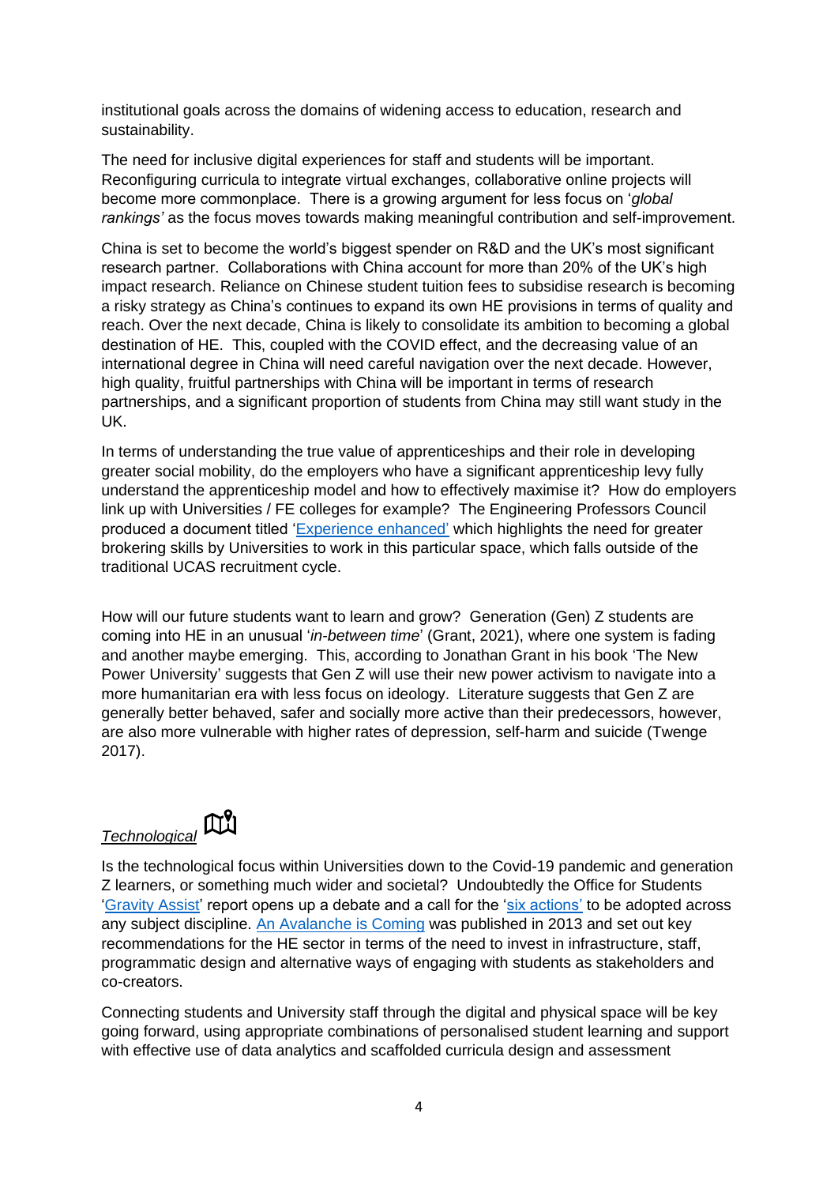institutional goals across the domains of widening access to education, research and sustainability.

The need for inclusive digital experiences for staff and students will be important. Reconfiguring curricula to integrate virtual exchanges, collaborative online projects will become more commonplace. There is a growing argument for less focus on '*global rankings'* as the focus moves towards making meaningful contribution and self-improvement.

China is set to become the world's biggest spender on R&D and the UK's most significant research partner. Collaborations with China account for more than 20% of the UK's high impact research. Reliance on Chinese student tuition fees to subsidise research is becoming a risky strategy as China's continues to expand its own HE provisions in terms of quality and reach. Over the next decade, China is likely to consolidate its ambition to becoming a global destination of HE. This, coupled with the COVID effect, and the decreasing value of an international degree in China will need careful navigation over the next decade. However, high quality, fruitful partnerships with China will be important in terms of research partnerships, and a significant proportion of students from China may still want study in the UK.

In terms of understanding the true value of apprenticeships and their role in developing greater social mobility, do the employers who have a significant apprenticeship levy fully understand the apprenticeship model and how to effectively maximise it? How do employers link up with Universities / FE colleges for example? The Engineering Professors Council produced a document titled 'Experience enhanced' which highlights the need for greater brokering skills by Universities to work in this particular space, which falls outside of the traditional UCAS recruitment cycle.

How will our future students want to learn and grow? Generation (Gen) Z students are coming into HE in an unusual '*in-between time*' (Grant, 2021), where one system is fading and another maybe emerging. This, according to Jonathan Grant in his book 'The New Power University' suggests that Gen Z will use their new power activism to navigate into a more humanitarian era with less focus on ideology. Literature suggests that Gen Z are generally better behaved, safer and socially more active than their predecessors, however, are also more vulnerable with higher rates of depression, self-harm and suicide (Twenge 2017).

## *Technological*

Is the technological focus within Universities down to the Covid-19 pandemic and generation Z learners, or something much wider and societal? Undoubtedly the Office for Students 'Gravity Assist' report opens up a debate and a call for the 'six actions' to be adopted across any subject discipline. An Avalanche is Coming was published in 2013 and set out key recommendations for the HE sector in terms of the need to invest in infrastructure, staff, programmatic design and alternative ways of engaging with students as stakeholders and co-creators.

Connecting students and University staff through the digital and physical space will be key going forward, using appropriate combinations of personalised student learning and support with effective use of data analytics and scaffolded curricula design and assessment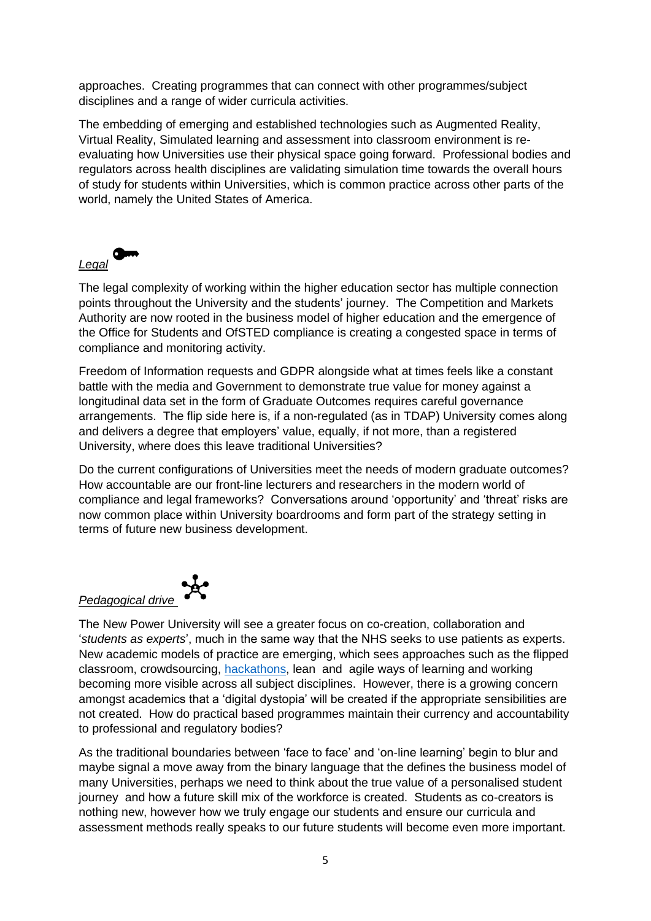approaches. Creating programmes that can connect with other programmes/subject disciplines and a range of wider curricula activities.

The embedding of emerging and established technologies such as Augmented Reality, Virtual Reality, Simulated learning and assessment into classroom environment is re-evaluating how Universities use their physical space going forward. Professional bodies and regulators across health disciplines are validating simulation time towards the overall hours of study for students within Universities, which is common practice across other parts of the world, namely the United States of America.

### *Legal*

The legal complexity of working within the higher education sector has multiple connection points throughout the University and the students' journey. The Competition and Markets Authority are now rooted in the business model of higher education and the emergence of the Office for Students and OfSTED compliance is creating a congested space in terms of compliance and monitoring activity.

Freedom of Information requests and GDPR alongside what at times feels like a constant battle with the media and Government to demonstrate true value for money against a longitudinal data set in the form of Graduate Outcomes requires careful governance arrangements. The flip side here is, if a non-regulated (as in TDAP) University comes along and delivers a degree that employers' value, equally, if not more, than a registered University, where does this leave traditional Universities?

Do the current configurations of Universities meet the needs of modern graduate outcomes? How accountable are our front-line lecturers and researchers in the modern world of compliance and legal frameworks? Conversations around 'opportunity' and 'threat' risks are now common place within University boardrooms and form part of the strategy setting in terms of future new business development.

### *Pedagogical drive*

The New Power University will see a greater focus on co-creation, collaboration and '*students as experts*', much in the same way that the NHS seeks to use patients as experts. New academic models of practice are emerging, which sees approaches such as the flipped classroom, crowdsourcing, hackathons, lean and agile ways of learning and working becoming more visible across all subject disciplines. However, there is a growing concern amongst academics that a 'digital dystopia' will be created if the appropriate sensibilities are not created. How do practical based programmes maintain their currency and accountability to professional and regulatory bodies?

As the traditional boundaries between 'face to face' and 'on-line learning' begin to blur and maybe signal a move away from the binary language that the defines the business model of many Universities, perhaps we need to think about the true value of a personalised student journey and how a future skill mix of the workforce is created. Students as co-creators is nothing new, however how we truly engage our students and ensure our curricula and assessment methods really speaks to our future students will become even more important.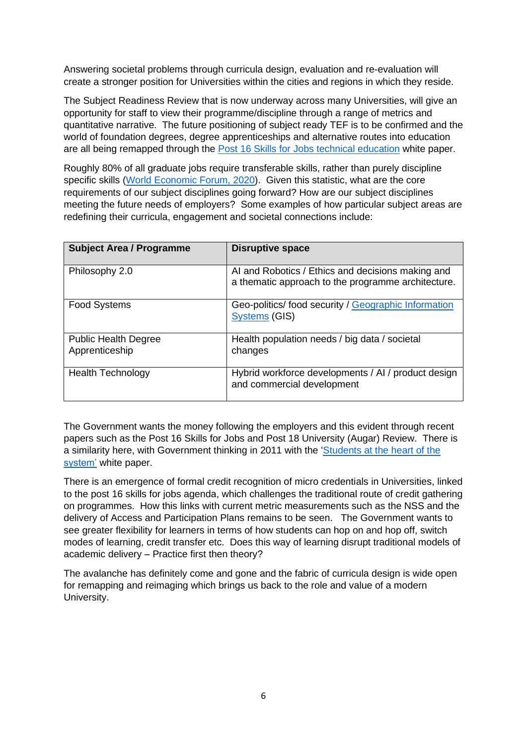Answering societal problems through curricula design, evaluation and re-evaluation will create a stronger position for Universities within the cities and regions in which they reside.

The Subject Readiness Review that is now underway across many Universities, will give an opportunity for staff to view their programme/discipline through a range of metrics and quantitative narrative. The future positioning of subject ready TEF is to be confirmed and the world of foundation degrees, degree apprenticeships and alternative routes into education are all being remapped through the [Post 16 Skills for Jobs technical education]() white paper.

Roughly 80% of all graduate jobs require transferable skills, rather than purely discipline specific skills ([World Economic Forum, 2020]()). Given this statistic, what are the core requirements of our subject disciplines going forward? How are our subject disciplines meeting the future needs of employers? Some examples of how particular subject areas are redefining their curricula, engagement and societal connections include:

| Subject Area / Programme | Disruptive space |
| --- | --- |
| Philosophy 2.0 | AI and Robotics / Ethics and decisions making and a thematic approach to the programme architecture. |
| Food Systems | Geo-politics/ food security / [Geographic Information Systems]() (GIS) |
| Public Health Degree Apprenticeship | Health population needs / big data / societal changes |
| Health Technology | Hybrid workforce developments / AI / product design and commercial development |

The Government wants the money following the employers and this evident through recent papers such as the Post 16 Skills for Jobs and Post 18 University (Augar) Review. There is a similarity here, with Government thinking in 2011 with the '[Students at the heart of the system']() white paper.

There is an emergence of formal credit recognition of micro credentials in Universities, linked to the post 16 skills for jobs agenda, which challenges the traditional route of credit gathering on programmes. How this links with current metric measurements such as the NSS and the delivery of Access and Participation Plans remains to be seen. The Government wants to see greater flexibility for learners in terms of how students can hop on and hop off, switch modes of learning, credit transfer etc. Does this way of learning disrupt traditional models of academic delivery – Practice first then theory?

The avalanche has definitely come and gone and the fabric of curricula design is wide open for remapping and reimaging which brings us back to the role and value of a modern University.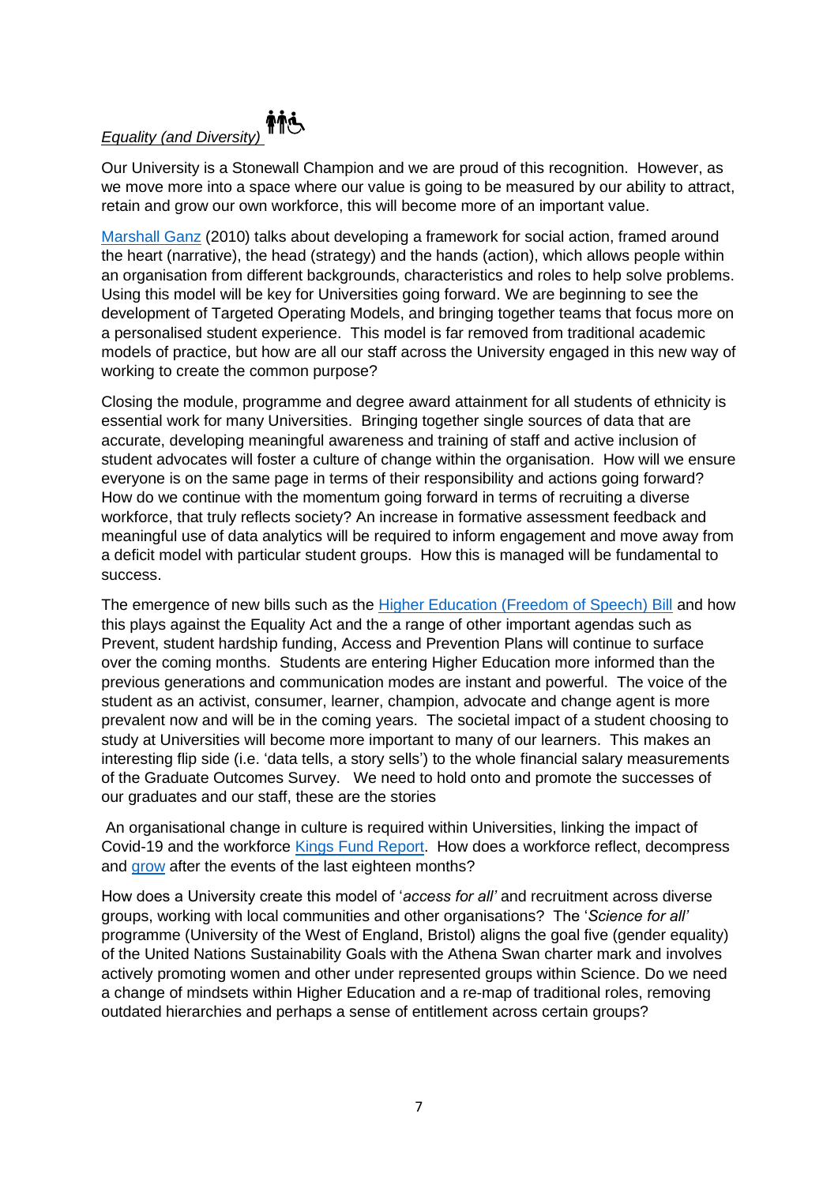*Equality (and Diversity)*

Our University is a Stonewall Champion and we are proud of this recognition. However, as we move more into a space where our value is going to be measured by our ability to attract, retain and grow our own workforce, this will become more of an important value.

Marshall Ganz (2010) talks about developing a framework for social action, framed around the heart (narrative), the head (strategy) and the hands (action), which allows people within an organisation from different backgrounds, characteristics and roles to help solve problems. Using this model will be key for Universities going forward. We are beginning to see the development of Targeted Operating Models, and bringing together teams that focus more on a personalised student experience. This model is far removed from traditional academic models of practice, but how are all our staff across the University engaged in this new way of working to create the common purpose?

Closing the module, programme and degree award attainment for all students of ethnicity is essential work for many Universities. Bringing together single sources of data that are accurate, developing meaningful awareness and training of staff and active inclusion of student advocates will foster a culture of change within the organisation. How will we ensure everyone is on the same page in terms of their responsibility and actions going forward? How do we continue with the momentum going forward in terms of recruiting a diverse workforce, that truly reflects society? An increase in formative assessment feedback and meaningful use of data analytics will be required to inform engagement and move away from a deficit model with particular student groups. How this is managed will be fundamental to success.

The emergence of new bills such as the Higher Education (Freedom of Speech) Bill and how this plays against the Equality Act and the a range of other important agendas such as Prevent, student hardship funding, Access and Prevention Plans will continue to surface over the coming months. Students are entering Higher Education more informed than the previous generations and communication modes are instant and powerful. The voice of the student as an activist, consumer, learner, champion, advocate and change agent is more prevalent now and will be in the coming years. The societal impact of a student choosing to study at Universities will become more important to many of our learners. This makes an interesting flip side (i.e. 'data tells, a story sells') to the whole financial salary measurements of the Graduate Outcomes Survey. We need to hold onto and promote the successes of our graduates and our staff, these are the stories

An organisational change in culture is required within Universities, linking the impact of Covid-19 and the workforce Kings Fund Report. How does a workforce reflect, decompress and grow after the events of the last eighteen months?

How does a University create this model of '*access for all'* and recruitment across diverse groups, working with local communities and other organisations? The '*Science for all'* programme (University of the West of England, Bristol) aligns the goal five (gender equality) of the United Nations Sustainability Goals with the Athena Swan charter mark and involves actively promoting women and other under represented groups within Science. Do we need a change of mindsets within Higher Education and a re-map of traditional roles, removing outdated hierarchies and perhaps a sense of entitlement across certain groups?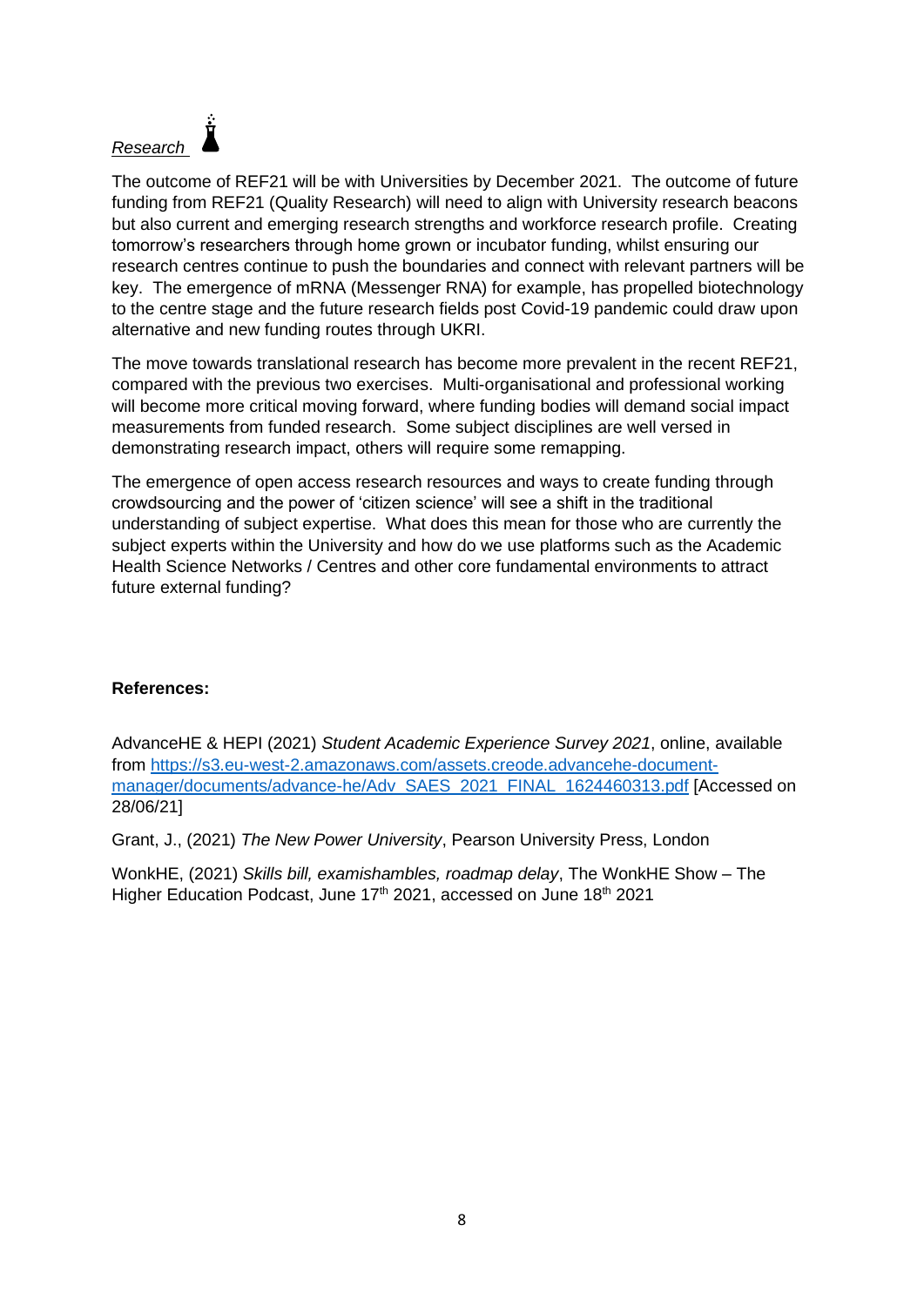*Research*

The outcome of REF21 will be with Universities by December 2021. The outcome of future funding from REF21 (Quality Research) will need to align with University research beacons but also current and emerging research strengths and workforce research profile. Creating tomorrow's researchers through home grown or incubator funding, whilst ensuring our research centres continue to push the boundaries and connect with relevant partners will be key. The emergence of mRNA (Messenger RNA) for example, has propelled biotechnology to the centre stage and the future research fields post Covid-19 pandemic could draw upon alternative and new funding routes through UKRI.

The move towards translational research has become more prevalent in the recent REF21, compared with the previous two exercises. Multi-organisational and professional working will become more critical moving forward, where funding bodies will demand social impact measurements from funded research. Some subject disciplines are well versed in demonstrating research impact, others will require some remapping.

The emergence of open access research resources and ways to create funding through crowdsourcing and the power of 'citizen science' will see a shift in the traditional understanding of subject expertise. What does this mean for those who are currently the subject experts within the University and how do we use platforms such as the Academic Health Science Networks / Centres and other core fundamental environments to attract future external funding?

**References:**

AdvanceHE & HEPI (2021) *Student Academic Experience Survey 2021*, online, available from [https://s3.eu-west-2.amazonaws.com/assets.creode.advancehe-document-manager/documents/advance-he/Adv_SAES_2021_FINAL_1624460313.pdf](https://s3.eu-west-2.amazonaws.com/assets.creode.advancehe-document-manager/documents/advance-he/Adv_SAES_2021_FINAL_1624460313.pdf) [Accessed on 28/06/21]

Grant, J., (2021) *The New Power University*, Pearson University Press, London

WonkHE, (2021) *Skills bill, examishambles, roadmap delay*, The WonkHE Show – The Higher Education Podcast, June 17th 2021, accessed on June 18th 2021